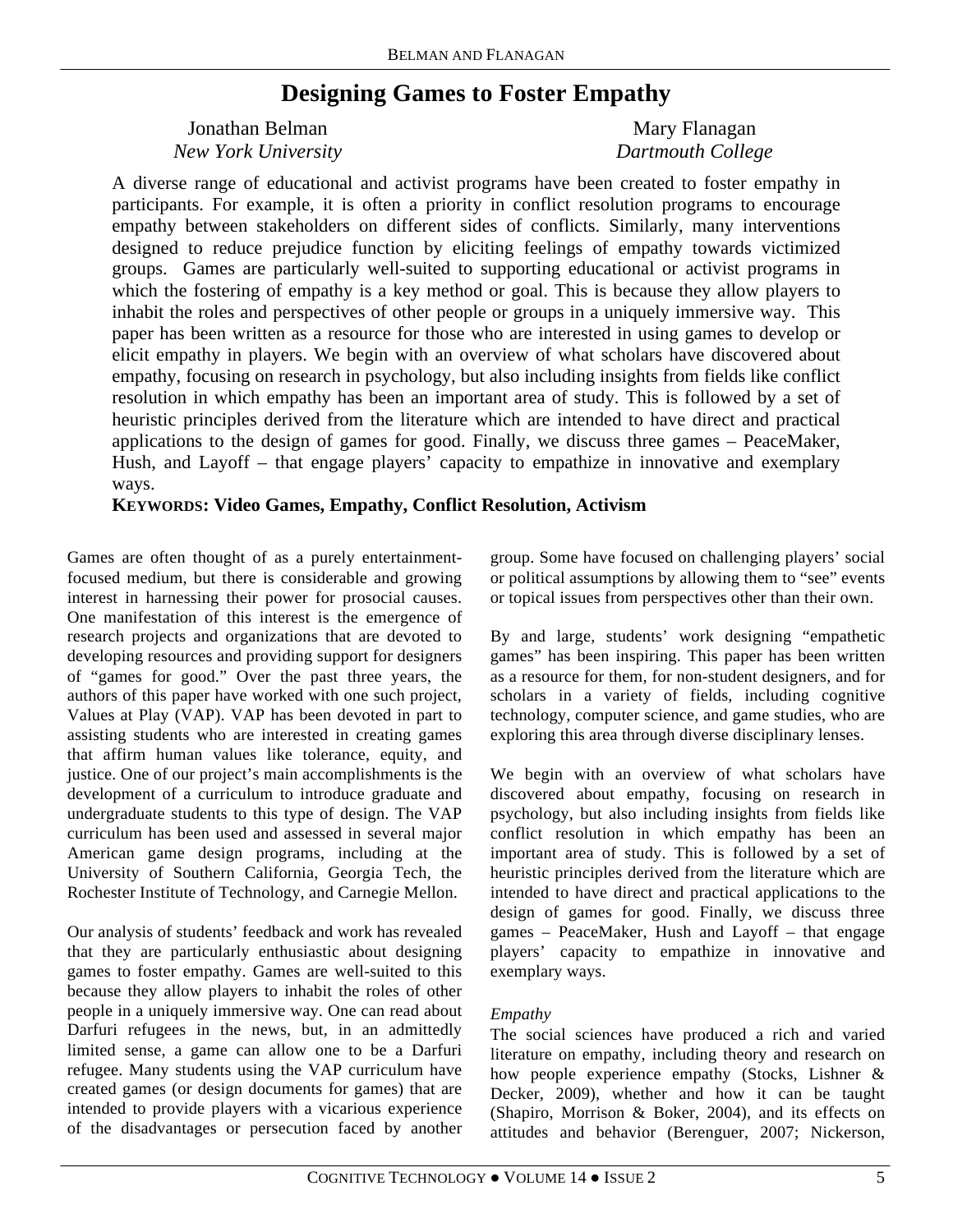# Designing Games to Foster Empathy

Jonathan Belman
*New York University*

Mary Flanagan
*Dartmouth College*

A diverse range of educational and activist programs have been created to foster empathy in participants. For example, it is often a priority in conflict resolution programs to encourage empathy between stakeholders on different sides of conflicts. Similarly, many interventions designed to reduce prejudice function by eliciting feelings of empathy towards victimized groups. Games are particularly well-suited to supporting educational or activist programs in which the fostering of empathy is a key method or goal. This is because they allow players to inhabit the roles and perspectives of other people or groups in a uniquely immersive way. This paper has been written as a resource for those who are interested in using games to develop or elicit empathy in players. We begin with an overview of what scholars have discovered about empathy, focusing on research in psychology, but also including insights from fields like conflict resolution in which empathy has been an important area of study. This is followed by a set of heuristic principles derived from the literature which are intended to have direct and practical applications to the design of games for good. Finally, we discuss three games – PeaceMaker, Hush, and Layoff – that engage players' capacity to empathize in innovative and exemplary ways.

**KEYWORDS: Video Games, Empathy, Conflict Resolution, Activism**

Games are often thought of as a purely entertainment-focused medium, but there is considerable and growing interest in harnessing their power for prosocial causes. One manifestation of this interest is the emergence of research projects and organizations that are devoted to developing resources and providing support for designers of "games for good." Over the past three years, the authors of this paper have worked with one such project, Values at Play (VAP). VAP has been devoted in part to assisting students who are interested in creating games that affirm human values like tolerance, equity, and justice. One of our project's main accomplishments is the development of a curriculum to introduce graduate and undergraduate students to this type of design. The VAP curriculum has been used and assessed in several major American game design programs, including at the University of Southern California, Georgia Tech, the Rochester Institute of Technology, and Carnegie Mellon.

Our analysis of students' feedback and work has revealed that they are particularly enthusiastic about designing games to foster empathy. Games are well-suited to this because they allow players to inhabit the roles of other people in a uniquely immersive way. One can read about Darfuri refugees in the news, but, in an admittedly limited sense, a game can allow one to be a Darfuri refugee. Many students using the VAP curriculum have created games (or design documents for games) that are intended to provide players with a vicarious experience of the disadvantages or persecution faced by another group. Some have focused on challenging players' social or political assumptions by allowing them to "see" events or topical issues from perspectives other than their own.

By and large, students' work designing "empathetic games" has been inspiring. This paper has been written as a resource for them, for non-student designers, and for scholars in a variety of fields, including cognitive technology, computer science, and game studies, who are exploring this area through diverse disciplinary lenses.

We begin with an overview of what scholars have discovered about empathy, focusing on research in psychology, but also including insights from fields like conflict resolution in which empathy has been an important area of study. This is followed by a set of heuristic principles derived from the literature which are intended to have direct and practical applications to the design of games for good. Finally, we discuss three games – PeaceMaker, Hush and Layoff – that engage players' capacity to empathize in innovative and exemplary ways.

### *Empathy*

The social sciences have produced a rich and varied literature on empathy, including theory and research on how people experience empathy (Stocks, Lishner & Decker, 2009), whether and how it can be taught (Shapiro, Morrison & Boker, 2004), and its effects on attitudes and behavior (Berenguer, 2007; Nickerson,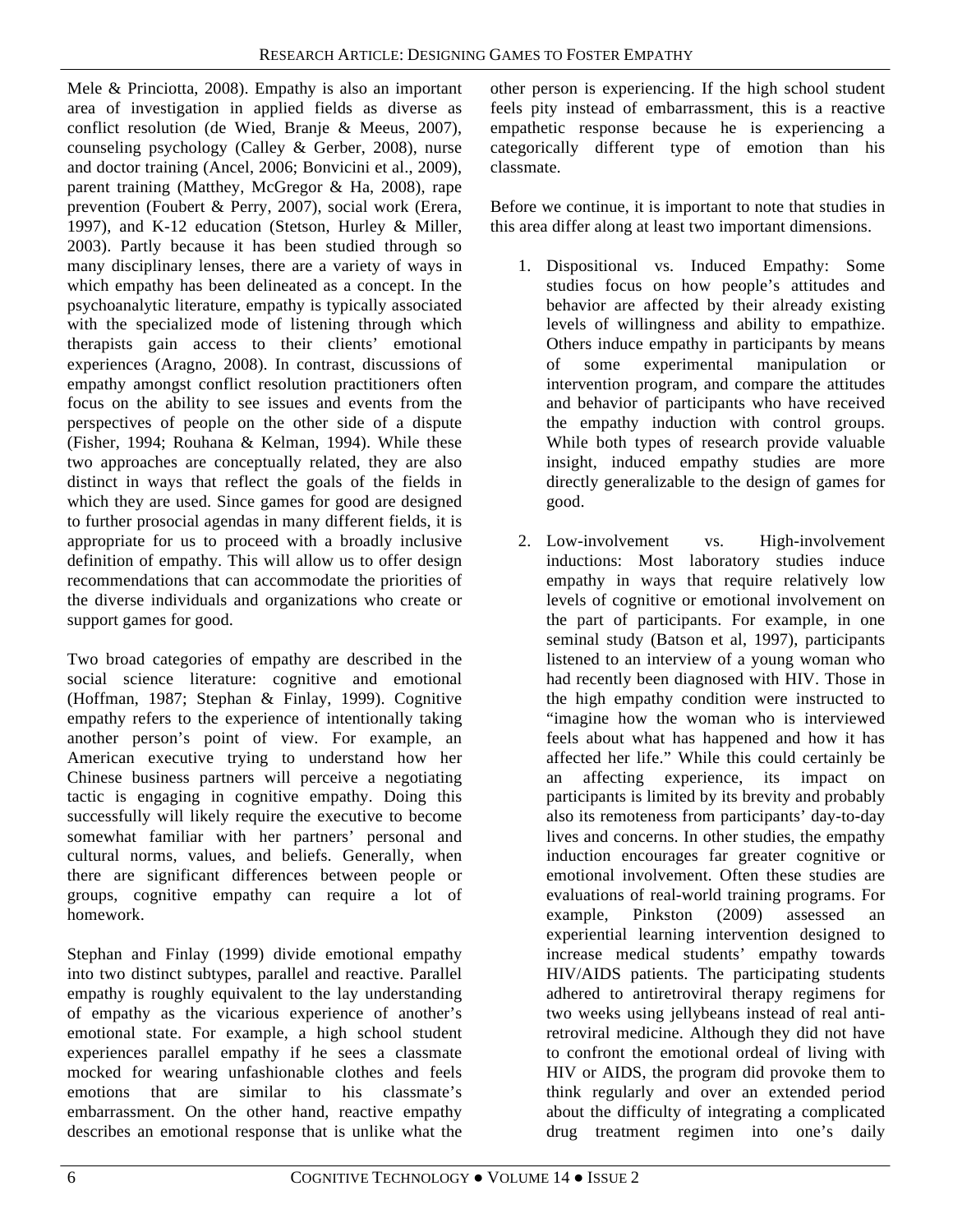Mele & Princiotta, 2008). Empathy is also an important area of investigation in applied fields as diverse as conflict resolution (de Wied, Branje & Meeus, 2007), counseling psychology (Calley & Gerber, 2008), nurse and doctor training (Ancel, 2006; Bonvicini et al., 2009), parent training (Matthey, McGregor & Ha, 2008), rape prevention (Foubert & Perry, 2007), social work (Erera, 1997), and K-12 education (Stetson, Hurley & Miller, 2003). Partly because it has been studied through so many disciplinary lenses, there are a variety of ways in which empathy has been delineated as a concept. In the psychoanalytic literature, empathy is typically associated with the specialized mode of listening through which therapists gain access to their clients' emotional experiences (Aragno, 2008). In contrast, discussions of empathy amongst conflict resolution practitioners often focus on the ability to see issues and events from the perspectives of people on the other side of a dispute (Fisher, 1994; Rouhana & Kelman, 1994). While these two approaches are conceptually related, they are also distinct in ways that reflect the goals of the fields in which they are used. Since games for good are designed to further prosocial agendas in many different fields, it is appropriate for us to proceed with a broadly inclusive definition of empathy. This will allow us to offer design recommendations that can accommodate the priorities of the diverse individuals and organizations who create or support games for good.

Two broad categories of empathy are described in the social science literature: cognitive and emotional (Hoffman, 1987; Stephan & Finlay, 1999). Cognitive empathy refers to the experience of intentionally taking another person's point of view. For example, an American executive trying to understand how her Chinese business partners will perceive a negotiating tactic is engaging in cognitive empathy. Doing this successfully will likely require the executive to become somewhat familiar with her partners' personal and cultural norms, values, and beliefs. Generally, when there are significant differences between people or groups, cognitive empathy can require a lot of homework.

Stephan and Finlay (1999) divide emotional empathy into two distinct subtypes, parallel and reactive. Parallel empathy is roughly equivalent to the lay understanding of empathy as the vicarious experience of another's emotional state. For example, a high school student experiences parallel empathy if he sees a classmate mocked for wearing unfashionable clothes and feels emotions that are similar to his classmate's embarrassment. On the other hand, reactive empathy describes an emotional response that is unlike what the other person is experiencing. If the high school student feels pity instead of embarrassment, this is a reactive empathetic response because he is experiencing a categorically different type of emotion than his classmate.

Before we continue, it is important to note that studies in this area differ along at least two important dimensions.

1. Dispositional vs. Induced Empathy: Some studies focus on how people's attitudes and behavior are affected by their already existing levels of willingness and ability to empathize. Others induce empathy in participants by means of some experimental manipulation or intervention program, and compare the attitudes and behavior of participants who have received the empathy induction with control groups. While both types of research provide valuable insight, induced empathy studies are more directly generalizable to the design of games for good.

2. Low-involvement vs. High-involvement inductions: Most laboratory studies induce empathy in ways that require relatively low levels of cognitive or emotional involvement on the part of participants. For example, in one seminal study (Batson et al, 1997), participants listened to an interview of a young woman who had recently been diagnosed with HIV. Those in the high empathy condition were instructed to "imagine how the woman who is interviewed feels about what has happened and how it has affected her life." While this could certainly be an affecting experience, its impact on participants is limited by its brevity and probably also its remoteness from participants' day-to-day lives and concerns. In other studies, the empathy induction encourages far greater cognitive or emotional involvement. Often these studies are evaluations of real-world training programs. For example, Pinkston (2009) assessed an experiential learning intervention designed to increase medical students' empathy towards HIV/AIDS patients. The participating students adhered to antiretroviral therapy regimens for two weeks using jellybeans instead of real anti-retroviral medicine. Although they did not have to confront the emotional ordeal of living with HIV or AIDS, the program did provoke them to think regularly and over an extended period about the difficulty of integrating a complicated drug treatment regimen into one's daily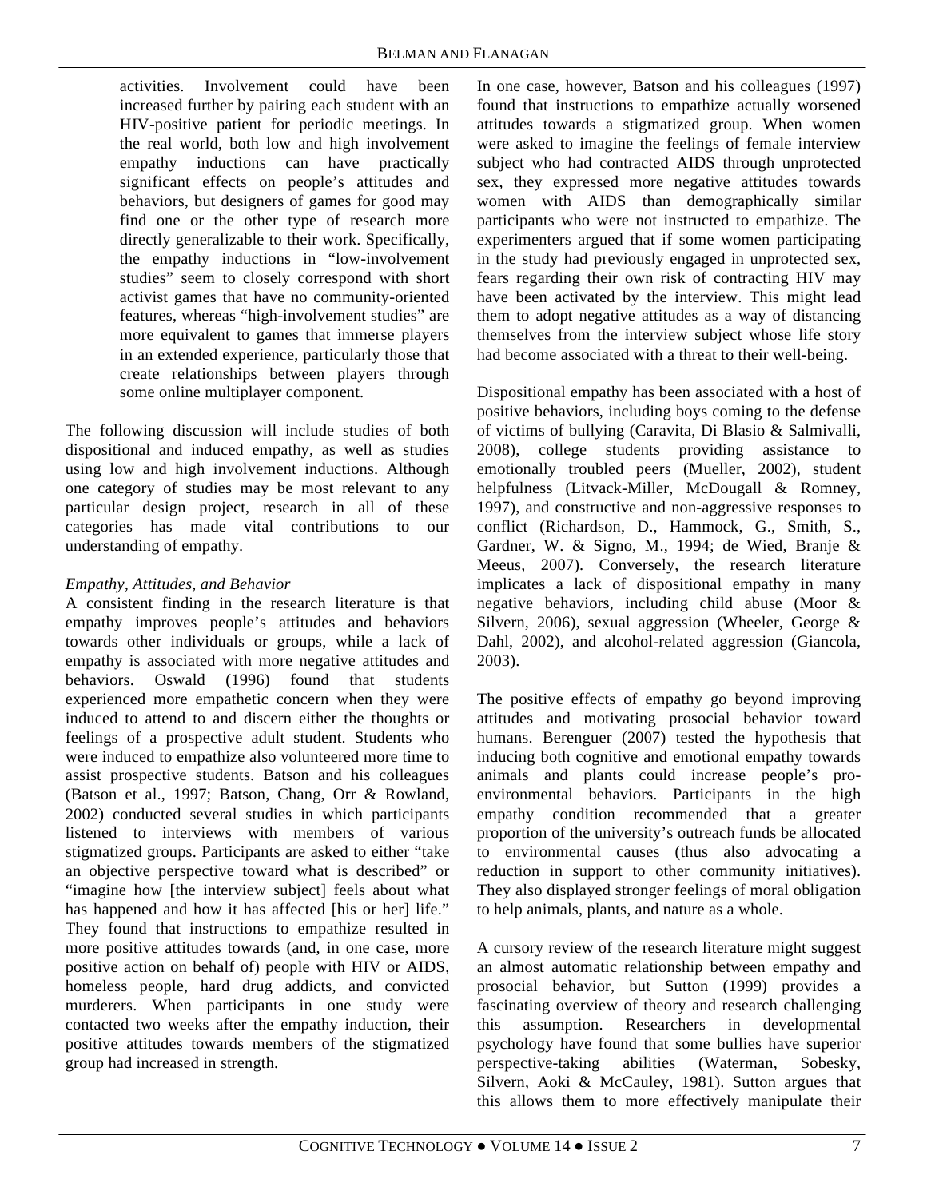activities. Involvement could have been increased further by pairing each student with an HIV-positive patient for periodic meetings. In the real world, both low and high involvement empathy inductions can have practically significant effects on people's attitudes and behaviors, but designers of games for good may find one or the other type of research more directly generalizable to their work. Specifically, the empathy inductions in "low-involvement studies" seem to closely correspond with short activist games that have no community-oriented features, whereas "high-involvement studies" are more equivalent to games that immerse players in an extended experience, particularly those that create relationships between players through some online multiplayer component.

The following discussion will include studies of both dispositional and induced empathy, as well as studies using low and high involvement inductions. Although one category of studies may be most relevant to any particular design project, research in all of these categories has made vital contributions to our understanding of empathy.

### *Empathy, Attitudes, and Behavior*

A consistent finding in the research literature is that empathy improves people's attitudes and behaviors towards other individuals or groups, while a lack of empathy is associated with more negative attitudes and behaviors. Oswald (1996) found that students experienced more empathetic concern when they were induced to attend to and discern either the thoughts or feelings of a prospective adult student. Students who were induced to empathize also volunteered more time to assist prospective students. Batson and his colleagues (Batson et al., 1997; Batson, Chang, Orr & Rowland, 2002) conducted several studies in which participants listened to interviews with members of various stigmatized groups. Participants are asked to either "take an objective perspective toward what is described" or "imagine how [the interview subject] feels about what has happened and how it has affected [his or her] life." They found that instructions to empathize resulted in more positive attitudes towards (and, in one case, more positive action on behalf of) people with HIV or AIDS, homeless people, hard drug addicts, and convicted murderers. When participants in one study were contacted two weeks after the empathy induction, their positive attitudes towards members of the stigmatized group had increased in strength.

In one case, however, Batson and his colleagues (1997) found that instructions to empathize actually worsened attitudes towards a stigmatized group. When women were asked to imagine the feelings of female interview subject who had contracted AIDS through unprotected sex, they expressed more negative attitudes towards women with AIDS than demographically similar participants who were not instructed to empathize. The experimenters argued that if some women participating in the study had previously engaged in unprotected sex, fears regarding their own risk of contracting HIV may have been activated by the interview. This might lead them to adopt negative attitudes as a way of distancing themselves from the interview subject whose life story had become associated with a threat to their well-being.

Dispositional empathy has been associated with a host of positive behaviors, including boys coming to the defense of victims of bullying (Caravita, Di Blasio & Salmivalli, 2008), college students providing assistance to emotionally troubled peers (Mueller, 2002), student helpfulness (Litvack-Miller, McDougall & Romney, 1997), and constructive and non-aggressive responses to conflict (Richardson, D., Hammock, G., Smith, S., Gardner, W. & Signo, M., 1994; de Wied, Branje & Meeus, 2007). Conversely, the research literature implicates a lack of dispositional empathy in many negative behaviors, including child abuse (Moor & Silvern, 2006), sexual aggression (Wheeler, George & Dahl, 2002), and alcohol-related aggression (Giancola, 2003).

The positive effects of empathy go beyond improving attitudes and motivating prosocial behavior toward humans. Berenguer (2007) tested the hypothesis that inducing both cognitive and emotional empathy towards animals and plants could increase people's pro-environmental behaviors. Participants in the high empathy condition recommended that a greater proportion of the university's outreach funds be allocated to environmental causes (thus also advocating a reduction in support to other community initiatives). They also displayed stronger feelings of moral obligation to help animals, plants, and nature as a whole.

A cursory review of the research literature might suggest an almost automatic relationship between empathy and prosocial behavior, but Sutton (1999) provides a fascinating overview of theory and research challenging this assumption. Researchers in developmental psychology have found that some bullies have superior perspective-taking abilities (Waterman, Sobesky, Silvern, Aoki & McCauley, 1981). Sutton argues that this allows them to more effectively manipulate their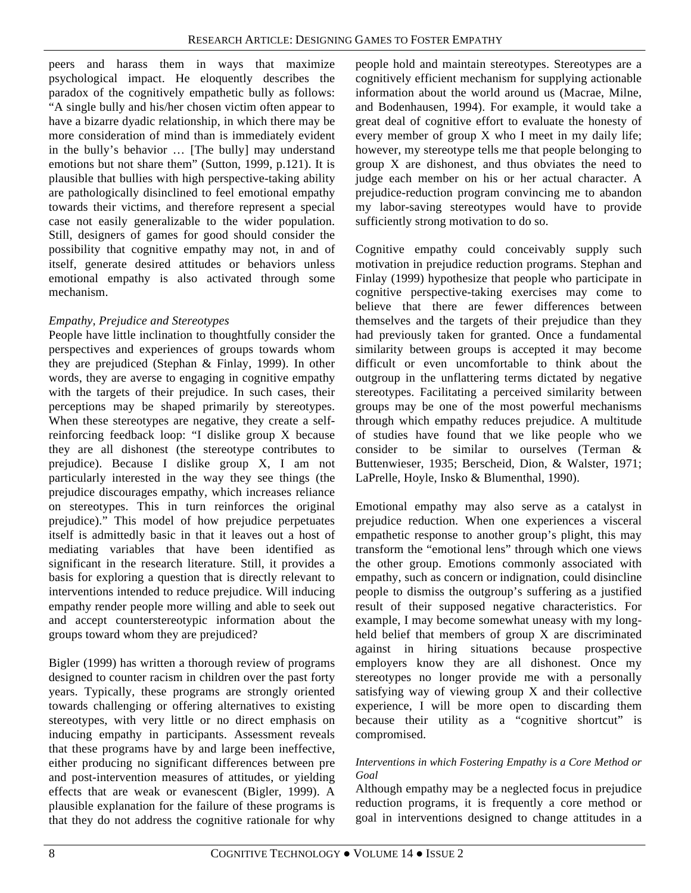peers and harass them in ways that maximize psychological impact. He eloquently describes the paradox of the cognitively empathetic bully as follows: "A single bully and his/her chosen victim often appear to have a bizarre dyadic relationship, in which there may be more consideration of mind than is immediately evident in the bully's behavior … [The bully] may understand emotions but not share them" (Sutton, 1999, p.121). It is plausible that bullies with high perspective-taking ability are pathologically disinclined to feel emotional empathy towards their victims, and therefore represent a special case not easily generalizable to the wider population. Still, designers of games for good should consider the possibility that cognitive empathy may not, in and of itself, generate desired attitudes or behaviors unless emotional empathy is also activated through some mechanism.

### *Empathy, Prejudice and Stereotypes*

People have little inclination to thoughtfully consider the perspectives and experiences of groups towards whom they are prejudiced (Stephan & Finlay, 1999). In other words, they are averse to engaging in cognitive empathy with the targets of their prejudice. In such cases, their perceptions may be shaped primarily by stereotypes. When these stereotypes are negative, they create a self-reinforcing feedback loop: "I dislike group X because they are all dishonest (the stereotype contributes to prejudice). Because I dislike group X, I am not particularly interested in the way they see things (the prejudice discourages empathy, which increases reliance on stereotypes. This in turn reinforces the original prejudice)." This model of how prejudice perpetuates itself is admittedly basic in that it leaves out a host of mediating variables that have been identified as significant in the research literature. Still, it provides a basis for exploring a question that is directly relevant to interventions intended to reduce prejudice. Will inducing empathy render people more willing and able to seek out and accept counterstereotypic information about the groups toward whom they are prejudiced?

Bigler (1999) has written a thorough review of programs designed to counter racism in children over the past forty years. Typically, these programs are strongly oriented towards challenging or offering alternatives to existing stereotypes, with very little or no direct emphasis on inducing empathy in participants. Assessment reveals that these programs have by and large been ineffective, either producing no significant differences between pre and post-intervention measures of attitudes, or yielding effects that are weak or evanescent (Bigler, 1999). A plausible explanation for the failure of these programs is that they do not address the cognitive rationale for why people hold and maintain stereotypes. Stereotypes are a cognitively efficient mechanism for supplying actionable information about the world around us (Macrae, Milne, and Bodenhausen, 1994). For example, it would take a great deal of cognitive effort to evaluate the honesty of every member of group X who I meet in my daily life; however, my stereotype tells me that people belonging to group X are dishonest, and thus obviates the need to judge each member on his or her actual character. A prejudice-reduction program convincing me to abandon my labor-saving stereotypes would have to provide sufficiently strong motivation to do so.

Cognitive empathy could conceivably supply such motivation in prejudice reduction programs. Stephan and Finlay (1999) hypothesize that people who participate in cognitive perspective-taking exercises may come to believe that there are fewer differences between themselves and the targets of their prejudice than they had previously taken for granted. Once a fundamental similarity between groups is accepted it may become difficult or even uncomfortable to think about the outgroup in the unflattering terms dictated by negative stereotypes. Facilitating a perceived similarity between groups may be one of the most powerful mechanisms through which empathy reduces prejudice. A multitude of studies have found that we like people who we consider to be similar to ourselves (Terman & Buttenwieser, 1935; Berscheid, Dion, & Walster, 1971; LaPrelle, Hoyle, Insko & Blumenthal, 1990).

Emotional empathy may also serve as a catalyst in prejudice reduction. When one experiences a visceral empathetic response to another group's plight, this may transform the "emotional lens" through which one views the other group. Emotions commonly associated with empathy, such as concern or indignation, could disincline people to dismiss the outgroup's suffering as a justified result of their supposed negative characteristics. For example, I may become somewhat uneasy with my long-held belief that members of group X are discriminated against in hiring situations because prospective employers know they are all dishonest. Once my stereotypes no longer provide me with a personally satisfying way of viewing group X and their collective experience, I will be more open to discarding them because their utility as a "cognitive shortcut" is compromised.

### *Interventions in which Fostering Empathy is a Core Method or Goal*

Although empathy may be a neglected focus in prejudice reduction programs, it is frequently a core method or goal in interventions designed to change attitudes in a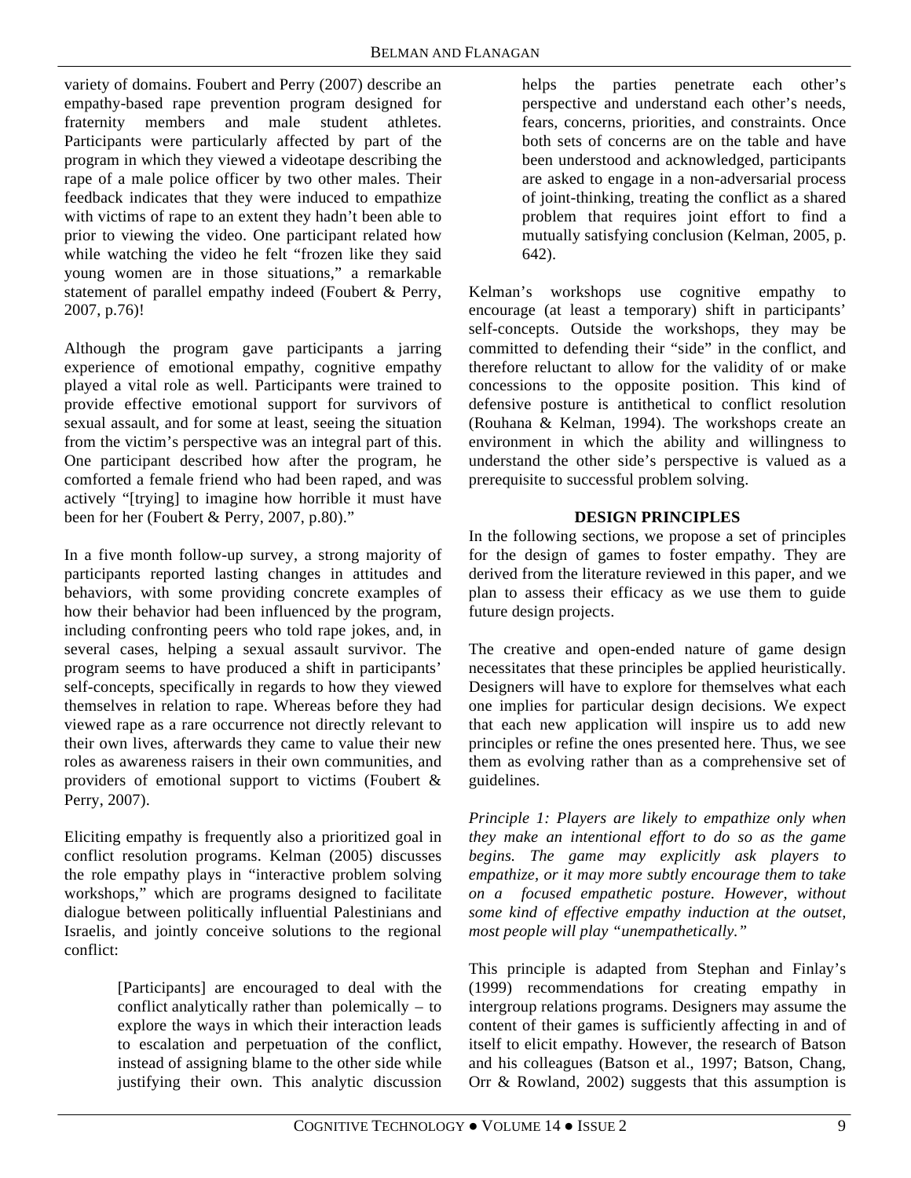variety of domains. Foubert and Perry (2007) describe an empathy-based rape prevention program designed for fraternity members and male student athletes. Participants were particularly affected by part of the program in which they viewed a videotape describing the rape of a male police officer by two other males. Their feedback indicates that they were induced to empathize with victims of rape to an extent they hadn't been able to prior to viewing the video. One participant related how while watching the video he felt "frozen like they said young women are in those situations," a remarkable statement of parallel empathy indeed (Foubert & Perry, 2007, p.76)!

Although the program gave participants a jarring experience of emotional empathy, cognitive empathy played a vital role as well. Participants were trained to provide effective emotional support for survivors of sexual assault, and for some at least, seeing the situation from the victim's perspective was an integral part of this. One participant described how after the program, he comforted a female friend who had been raped, and was actively "[trying] to imagine how horrible it must have been for her (Foubert & Perry, 2007, p.80)."

In a five month follow-up survey, a strong majority of participants reported lasting changes in attitudes and behaviors, with some providing concrete examples of how their behavior had been influenced by the program, including confronting peers who told rape jokes, and, in several cases, helping a sexual assault survivor. The program seems to have produced a shift in participants' self-concepts, specifically in regards to how they viewed themselves in relation to rape. Whereas before they had viewed rape as a rare occurrence not directly relevant to their own lives, afterwards they came to value their new roles as awareness raisers in their own communities, and providers of emotional support to victims (Foubert & Perry, 2007).

Eliciting empathy is frequently also a prioritized goal in conflict resolution programs. Kelman (2005) discusses the role empathy plays in "interactive problem solving workshops," which are programs designed to facilitate dialogue between politically influential Palestinians and Israelis, and jointly conceive solutions to the regional conflict:

> [Participants] are encouraged to deal with the conflict analytically rather than polemically – to explore the ways in which their interaction leads to escalation and perpetuation of the conflict, instead of assigning blame to the other side while justifying their own. This analytic discussion helps the parties penetrate each other's perspective and understand each other's needs, fears, concerns, priorities, and constraints. Once both sets of concerns are on the table and have been understood and acknowledged, participants are asked to engage in a non-adversarial process of joint-thinking, treating the conflict as a shared problem that requires joint effort to find a mutually satisfying conclusion (Kelman, 2005, p. 642).

Kelman's workshops use cognitive empathy to encourage (at least a temporary) shift in participants' self-concepts. Outside the workshops, they may be committed to defending their "side" in the conflict, and therefore reluctant to allow for the validity of or make concessions to the opposite position. This kind of defensive posture is antithetical to conflict resolution (Rouhana & Kelman, 1994). The workshops create an environment in which the ability and willingness to understand the other side's perspective is valued as a prerequisite to successful problem solving.

## DESIGN PRINCIPLES

In the following sections, we propose a set of principles for the design of games to foster empathy. They are derived from the literature reviewed in this paper, and we plan to assess their efficacy as we use them to guide future design projects.

The creative and open-ended nature of game design necessitates that these principles be applied heuristically. Designers will have to explore for themselves what each one implies for particular design decisions. We expect that each new application will inspire us to add new principles or refine the ones presented here. Thus, we see them as evolving rather than as a comprehensive set of guidelines.

*Principle 1: Players are likely to empathize only when they make an intentional effort to do so as the game begins. The game may explicitly ask players to empathize, or it may more subtly encourage them to take on a focused empathetic posture. However, without some kind of effective empathy induction at the outset, most people will play "unempathetically."*

This principle is adapted from Stephan and Finlay's (1999) recommendations for creating empathy in intergroup relations programs. Designers may assume the content of their games is sufficiently affecting in and of itself to elicit empathy. However, the research of Batson and his colleagues (Batson et al., 1997; Batson, Chang, Orr & Rowland, 2002) suggests that this assumption is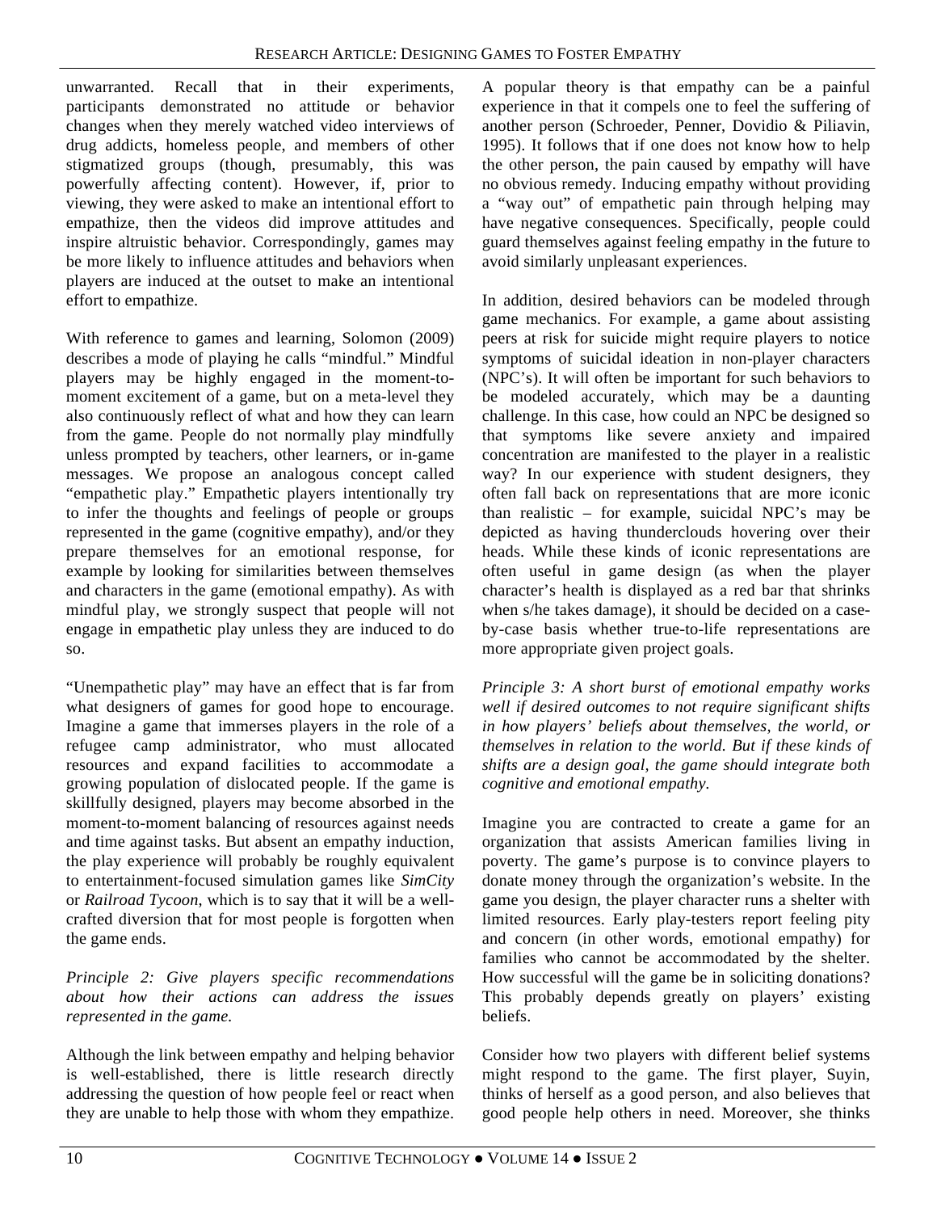unwarranted. Recall that in their experiments, participants demonstrated no attitude or behavior changes when they merely watched video interviews of drug addicts, homeless people, and members of other stigmatized groups (though, presumably, this was powerfully affecting content). However, if, prior to viewing, they were asked to make an intentional effort to empathize, then the videos did improve attitudes and inspire altruistic behavior. Correspondingly, games may be more likely to influence attitudes and behaviors when players are induced at the outset to make an intentional effort to empathize.

With reference to games and learning, Solomon (2009) describes a mode of playing he calls "mindful." Mindful players may be highly engaged in the moment-to-moment excitement of a game, but on a meta-level they also continuously reflect of what and how they can learn from the game. People do not normally play mindfully unless prompted by teachers, other learners, or in-game messages. We propose an analogous concept called "empathetic play." Empathetic players intentionally try to infer the thoughts and feelings of people or groups represented in the game (cognitive empathy), and/or they prepare themselves for an emotional response, for example by looking for similarities between themselves and characters in the game (emotional empathy). As with mindful play, we strongly suspect that people will not engage in empathetic play unless they are induced to do so.

"Unempathetic play" may have an effect that is far from what designers of games for good hope to encourage. Imagine a game that immerses players in the role of a refugee camp administrator, who must allocated resources and expand facilities to accommodate a growing population of dislocated people. If the game is skillfully designed, players may become absorbed in the moment-to-moment balancing of resources against needs and time against tasks. But absent an empathy induction, the play experience will probably be roughly equivalent to entertainment-focused simulation games like *SimCity* or *Railroad Tycoon*, which is to say that it will be a well-crafted diversion that for most people is forgotten when the game ends.

*Principle 2: Give players specific recommendations about how their actions can address the issues represented in the game.*

Although the link between empathy and helping behavior is well-established, there is little research directly addressing the question of how people feel or react when they are unable to help those with whom they empathize. A popular theory is that empathy can be a painful experience in that it compels one to feel the suffering of another person (Schroeder, Penner, Dovidio & Piliavin, 1995). It follows that if one does not know how to help the other person, the pain caused by empathy will have no obvious remedy. Inducing empathy without providing a "way out" of empathetic pain through helping may have negative consequences. Specifically, people could guard themselves against feeling empathy in the future to avoid similarly unpleasant experiences.

In addition, desired behaviors can be modeled through game mechanics. For example, a game about assisting peers at risk for suicide might require players to notice symptoms of suicidal ideation in non-player characters (NPC's). It will often be important for such behaviors to be modeled accurately, which may be a daunting challenge. In this case, how could an NPC be designed so that symptoms like severe anxiety and impaired concentration are manifested to the player in a realistic way? In our experience with student designers, they often fall back on representations that are more iconic than realistic – for example, suicidal NPC's may be depicted as having thunderclouds hovering over their heads. While these kinds of iconic representations are often useful in game design (as when the player character's health is displayed as a red bar that shrinks when s/he takes damage), it should be decided on a case-by-case basis whether true-to-life representations are more appropriate given project goals.

*Principle 3: A short burst of emotional empathy works well if desired outcomes to not require significant shifts in how players' beliefs about themselves, the world, or themselves in relation to the world. But if these kinds of shifts are a design goal, the game should integrate both cognitive and emotional empathy.*

Imagine you are contracted to create a game for an organization that assists American families living in poverty. The game's purpose is to convince players to donate money through the organization's website. In the game you design, the player character runs a shelter with limited resources. Early play-testers report feeling pity and concern (in other words, emotional empathy) for families who cannot be accommodated by the shelter. How successful will the game be in soliciting donations? This probably depends greatly on players' existing beliefs.

Consider how two players with different belief systems might respond to the game. The first player, Suyin, thinks of herself as a good person, and also believes that good people help others in need. Moreover, she thinks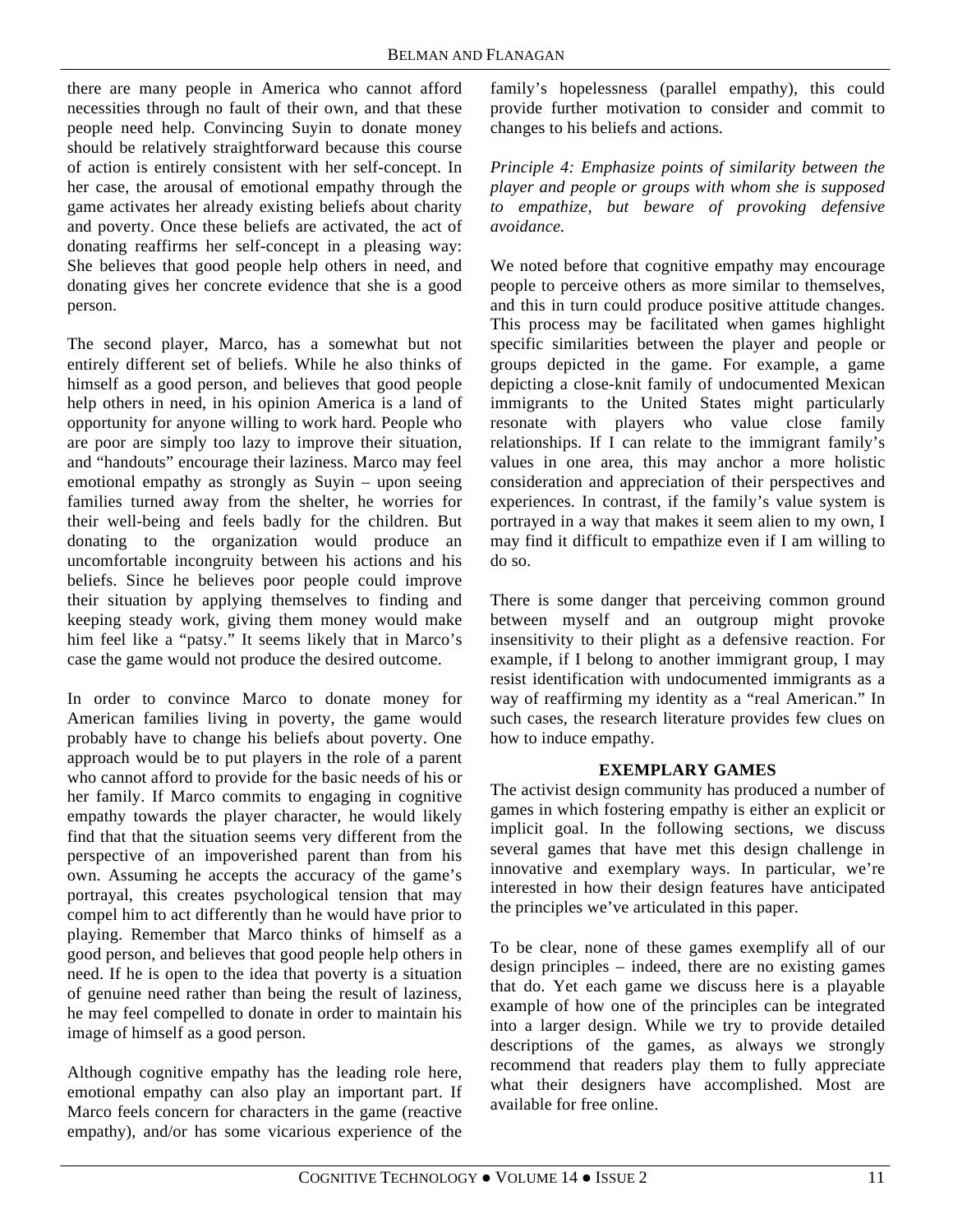there are many people in America who cannot afford necessities through no fault of their own, and that these people need help. Convincing Suyin to donate money should be relatively straightforward because this course of action is entirely consistent with her self-concept. In her case, the arousal of emotional empathy through the game activates her already existing beliefs about charity and poverty. Once these beliefs are activated, the act of donating reaffirms her self-concept in a pleasing way: She believes that good people help others in need, and donating gives her concrete evidence that she is a good person.

The second player, Marco, has a somewhat but not entirely different set of beliefs. While he also thinks of himself as a good person, and believes that good people help others in need, in his opinion America is a land of opportunity for anyone willing to work hard. People who are poor are simply too lazy to improve their situation, and "handouts" encourage their laziness. Marco may feel emotional empathy as strongly as Suyin – upon seeing families turned away from the shelter, he worries for their well-being and feels badly for the children. But donating to the organization would produce an uncomfortable incongruity between his actions and his beliefs. Since he believes poor people could improve their situation by applying themselves to finding and keeping steady work, giving them money would make him feel like a "patsy." It seems likely that in Marco's case the game would not produce the desired outcome.

In order to convince Marco to donate money for American families living in poverty, the game would probably have to change his beliefs about poverty. One approach would be to put players in the role of a parent who cannot afford to provide for the basic needs of his or her family. If Marco commits to engaging in cognitive empathy towards the player character, he would likely find that that the situation seems very different from the perspective of an impoverished parent than from his own. Assuming he accepts the accuracy of the game's portrayal, this creates psychological tension that may compel him to act differently than he would have prior to playing. Remember that Marco thinks of himself as a good person, and believes that good people help others in need. If he is open to the idea that poverty is a situation of genuine need rather than being the result of laziness, he may feel compelled to donate in order to maintain his image of himself as a good person.

Although cognitive empathy has the leading role here, emotional empathy can also play an important part. If Marco feels concern for characters in the game (reactive empathy), and/or has some vicarious experience of the family's hopelessness (parallel empathy), this could provide further motivation to consider and commit to changes to his beliefs and actions.

*Principle 4: Emphasize points of similarity between the player and people or groups with whom she is supposed to empathize, but beware of provoking defensive avoidance.*

We noted before that cognitive empathy may encourage people to perceive others as more similar to themselves, and this in turn could produce positive attitude changes. This process may be facilitated when games highlight specific similarities between the player and people or groups depicted in the game. For example, a game depicting a close-knit family of undocumented Mexican immigrants to the United States might particularly resonate with players who value close family relationships. If I can relate to the immigrant family's values in one area, this may anchor a more holistic consideration and appreciation of their perspectives and experiences. In contrast, if the family's value system is portrayed in a way that makes it seem alien to my own, I may find it difficult to empathize even if I am willing to do so.

There is some danger that perceiving common ground between myself and an outgroup might provoke insensitivity to their plight as a defensive reaction. For example, if I belong to another immigrant group, I may resist identification with undocumented immigrants as a way of reaffirming my identity as a "real American." In such cases, the research literature provides few clues on how to induce empathy.

## EXEMPLARY GAMES

The activist design community has produced a number of games in which fostering empathy is either an explicit or implicit goal. In the following sections, we discuss several games that have met this design challenge in innovative and exemplary ways. In particular, we're interested in how their design features have anticipated the principles we've articulated in this paper.

To be clear, none of these games exemplify all of our design principles – indeed, there are no existing games that do. Yet each game we discuss here is a playable example of how one of the principles can be integrated into a larger design. While we try to provide detailed descriptions of the games, as always we strongly recommend that readers play them to fully appreciate what their designers have accomplished. Most are available for free online.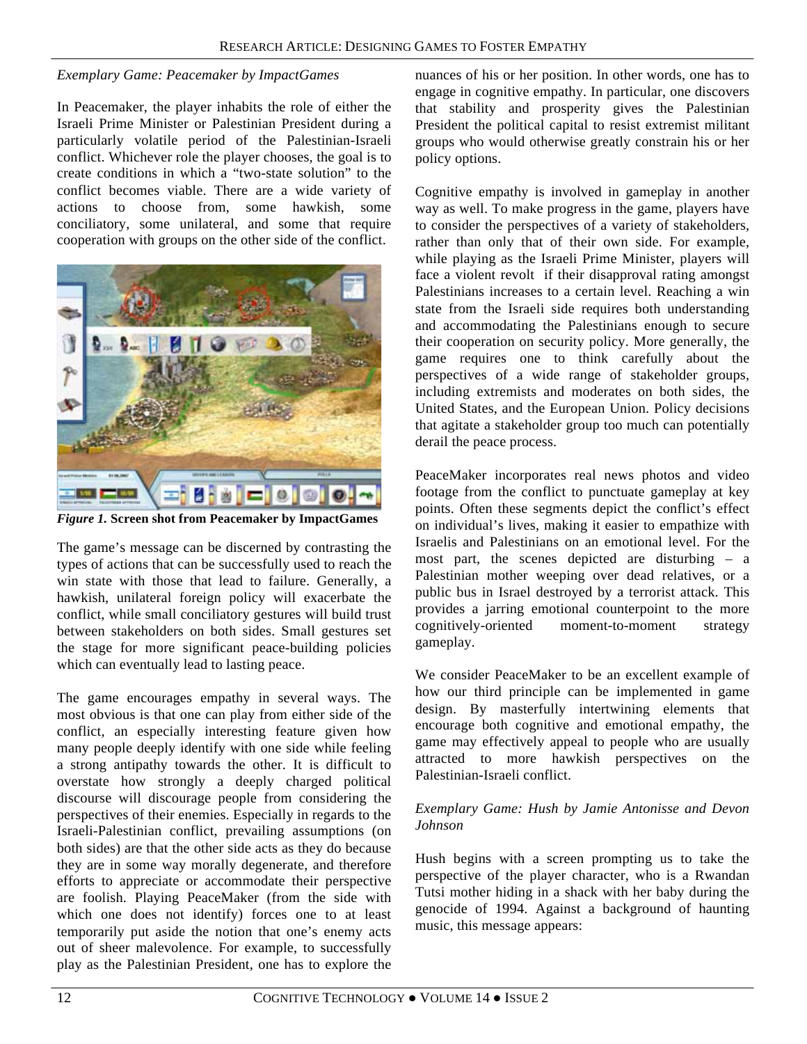*Exemplary Game: Peacemaker by ImpactGames*

In Peacemaker, the player inhabits the role of either the Israeli Prime Minister or Palestinian President during a particularly volatile period of the Palestinian-Israeli conflict. Whichever role the player chooses, the goal is to create conditions in which a "two-state solution" to the conflict becomes viable. There are a wide variety of actions to choose from, some hawkish, some conciliatory, some unilateral, and some that require cooperation with groups on the other side of the conflict.

***Figure 1.*** **Screen shot from Peacemaker by ImpactGames**

The game's message can be discerned by contrasting the types of actions that can be successfully used to reach the win state with those that lead to failure. Generally, a hawkish, unilateral foreign policy will exacerbate the conflict, while small conciliatory gestures will build trust between stakeholders on both sides. Small gestures set the stage for more significant peace-building policies which can eventually lead to lasting peace.

The game encourages empathy in several ways. The most obvious is that one can play from either side of the conflict, an especially interesting feature given how many people deeply identify with one side while feeling a strong antipathy towards the other. It is difficult to overstate how strongly a deeply charged political discourse will discourage people from considering the perspectives of their enemies. Especially in regards to the Israeli-Palestinian conflict, prevailing assumptions (on both sides) are that the other side acts as they do because they are in some way morally degenerate, and therefore efforts to appreciate or accommodate their perspective are foolish. Playing PeaceMaker (from the side with which one does not identify) forces one to at least temporarily put aside the notion that one's enemy acts out of sheer malevolence. For example, to successfully play as the Palestinian President, one has to explore the nuances of his or her position. In other words, one has to engage in cognitive empathy. In particular, one discovers that stability and prosperity gives the Palestinian President the political capital to resist extremist militant groups who would otherwise greatly constrain his or her policy options.

Cognitive empathy is involved in gameplay in another way as well. To make progress in the game, players have to consider the perspectives of a variety of stakeholders, rather than only that of their own side. For example, while playing as the Israeli Prime Minister, players will face a violent revolt if their disapproval rating amongst Palestinians increases to a certain level. Reaching a win state from the Israeli side requires both understanding and accommodating the Palestinians enough to secure their cooperation on security policy. More generally, the game requires one to think carefully about the perspectives of a wide range of stakeholder groups, including extremists and moderates on both sides, the United States, and the European Union. Policy decisions that agitate a stakeholder group too much can potentially derail the peace process.

PeaceMaker incorporates real news photos and video footage from the conflict to punctuate gameplay at key points. Often these segments depict the conflict's effect on individual's lives, making it easier to empathize with Israelis and Palestinians on an emotional level. For the most part, the scenes depicted are disturbing – a Palestinian mother weeping over dead relatives, or a public bus in Israel destroyed by a terrorist attack. This provides a jarring emotional counterpoint to the more cognitively-oriented moment-to-moment strategy gameplay.

We consider PeaceMaker to be an excellent example of how our third principle can be implemented in game design. By masterfully intertwining elements that encourage both cognitive and emotional empathy, the game may effectively appeal to people who are usually attracted to more hawkish perspectives on the Palestinian-Israeli conflict.

*Exemplary Game: Hush by Jamie Antonisse and Devon Johnson*

Hush begins with a screen prompting us to take the perspective of the player character, who is a Rwandan Tutsi mother hiding in a shack with her baby during the genocide of 1994. Against a background of haunting music, this message appears: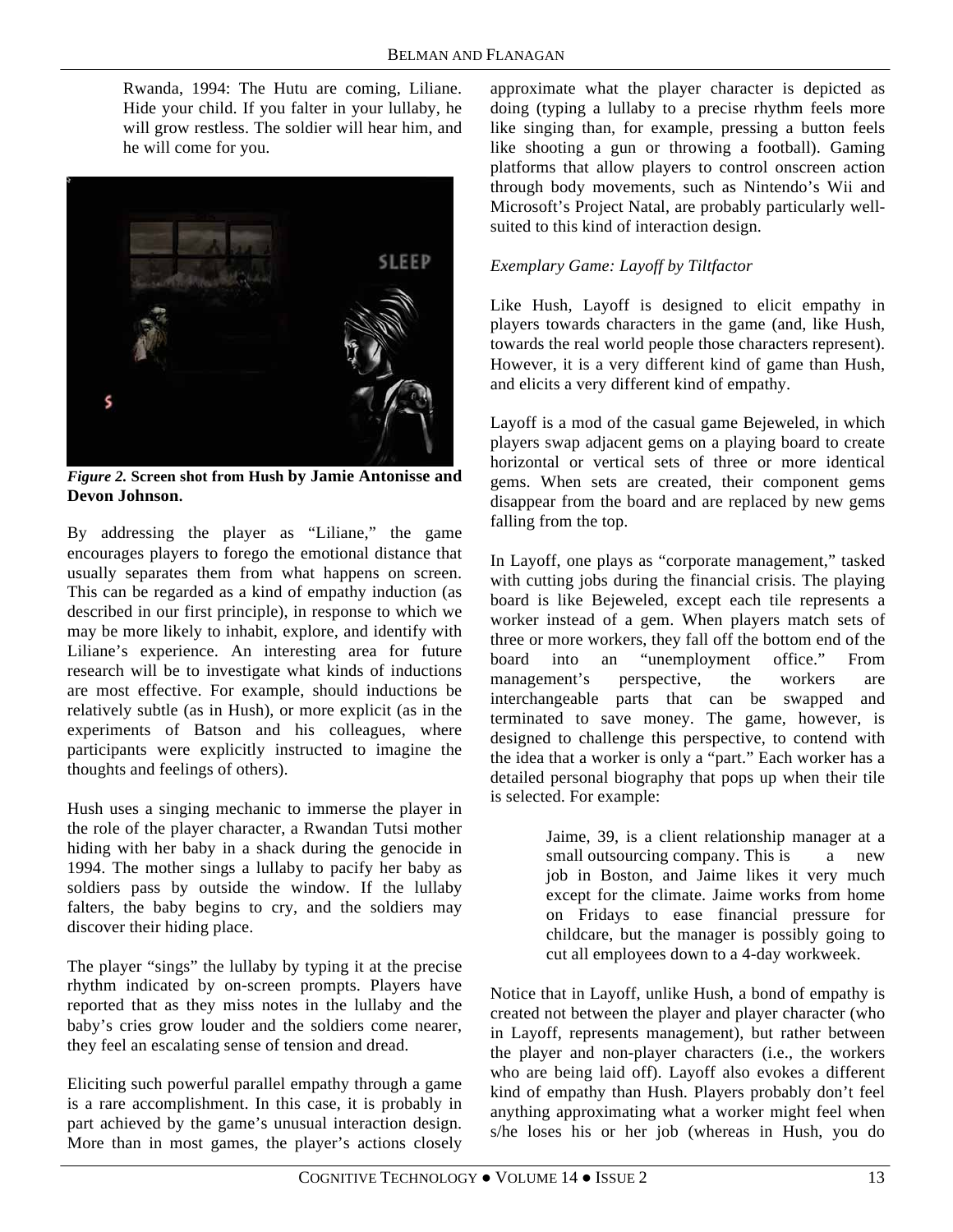> Rwanda, 1994: The Hutu are coming, Liliane. Hide your child. If you falter in your lullaby, he will grow restless. The soldier will hear him, and he will come for you.

*Figure 2.* **Screen shot from Hush by Jamie Antonisse and Devon Johnson.**

By addressing the player as "Liliane," the game encourages players to forego the emotional distance that usually separates them from what happens on screen. This can be regarded as a kind of empathy induction (as described in our first principle), in response to which we may be more likely to inhabit, explore, and identify with Liliane's experience. An interesting area for future research will be to investigate what kinds of inductions are most effective. For example, should inductions be relatively subtle (as in Hush), or more explicit (as in the experiments of Batson and his colleagues, where participants were explicitly instructed to imagine the thoughts and feelings of others).

Hush uses a singing mechanic to immerse the player in the role of the player character, a Rwandan Tutsi mother hiding with her baby in a shack during the genocide in 1994. The mother sings a lullaby to pacify her baby as soldiers pass by outside the window. If the lullaby falters, the baby begins to cry, and the soldiers may discover their hiding place.

The player "sings" the lullaby by typing it at the precise rhythm indicated by on-screen prompts. Players have reported that as they miss notes in the lullaby and the baby's cries grow louder and the soldiers come nearer, they feel an escalating sense of tension and dread.

Eliciting such powerful parallel empathy through a game is a rare accomplishment. In this case, it is probably in part achieved by the game's unusual interaction design. More than in most games, the player's actions closely approximate what the player character is depicted as doing (typing a lullaby to a precise rhythm feels more like singing than, for example, pressing a button feels like shooting a gun or throwing a football). Gaming platforms that allow players to control onscreen action through body movements, such as Nintendo's Wii and Microsoft's Project Natal, are probably particularly well-suited to this kind of interaction design.

*Exemplary Game: Layoff by Tiltfactor*

Like Hush, Layoff is designed to elicit empathy in players towards characters in the game (and, like Hush, towards the real world people those characters represent). However, it is a very different kind of game than Hush, and elicits a very different kind of empathy.

Layoff is a mod of the casual game Bejeweled, in which players swap adjacent gems on a playing board to create horizontal or vertical sets of three or more identical gems. When sets are created, their component gems disappear from the board and are replaced by new gems falling from the top.

In Layoff, one plays as "corporate management," tasked with cutting jobs during the financial crisis. The playing board is like Bejeweled, except each tile represents a worker instead of a gem. When players match sets of three or more workers, they fall off the bottom end of the board into an "unemployment office." From management's perspective, the workers are interchangeable parts that can be swapped and terminated to save money. The game, however, is designed to challenge this perspective, to contend with the idea that a worker is only a "part." Each worker has a detailed personal biography that pops up when their tile is selected. For example:

> Jaime, 39, is a client relationship manager at a small outsourcing company. This is a new job in Boston, and Jaime likes it very much except for the climate. Jaime works from home on Fridays to ease financial pressure for childcare, but the manager is possibly going to cut all employees down to a 4-day workweek.

Notice that in Layoff, unlike Hush, a bond of empathy is created not between the player and player character (who in Layoff, represents management), but rather between the player and non-player characters (i.e., the workers who are being laid off). Layoff also evokes a different kind of empathy than Hush. Players probably don't feel anything approximating what a worker might feel when s/he loses his or her job (whereas in Hush, you do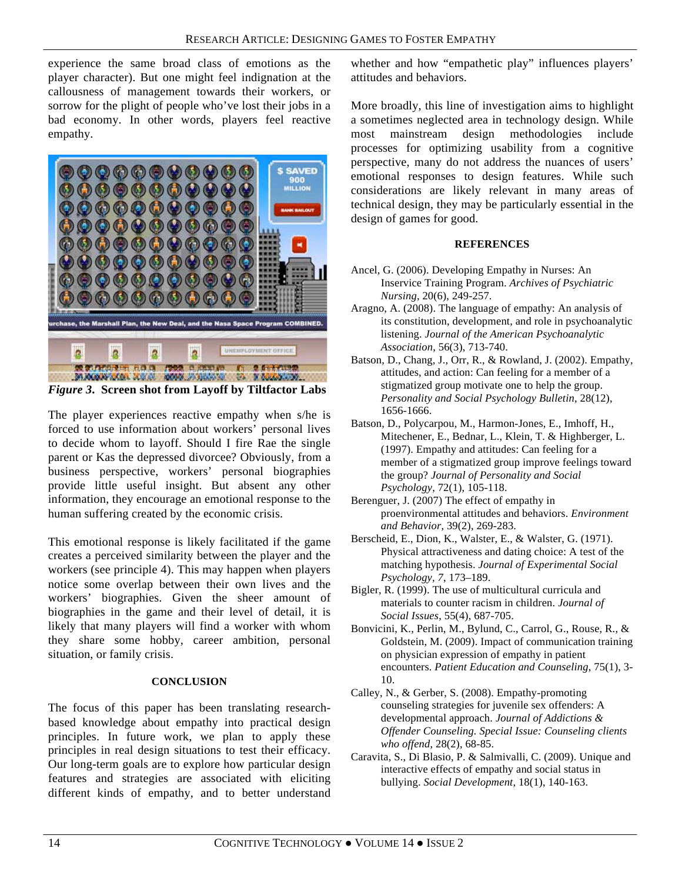experience the same broad class of emotions as the player character). But one might feel indignation at the callousness of management towards their workers, or sorrow for the plight of people who've lost their jobs in a bad economy. In other words, players feel reactive empathy.

*Figure 3.* **Screen shot from Layoff by Tiltfactor Labs**

The player experiences reactive empathy when s/he is forced to use information about workers' personal lives to decide whom to layoff. Should I fire Rae the single parent or Kas the depressed divorcee? Obviously, from a business perspective, workers' personal biographies provide little useful insight. But absent any other information, they encourage an emotional response to the human suffering created by the economic crisis.

This emotional response is likely facilitated if the game creates a perceived similarity between the player and the workers (see principle 4). This may happen when players notice some overlap between their own lives and the workers' biographies. Given the sheer amount of biographies in the game and their level of detail, it is likely that many players will find a worker with whom they share some hobby, career ambition, personal situation, or family crisis.

## CONCLUSION

The focus of this paper has been translating research-based knowledge about empathy into practical design principles. In future work, we plan to apply these principles in real design situations to test their efficacy. Our long-term goals are to explore how particular design features and strategies are associated with eliciting different kinds of empathy, and to better understand whether and how "empathetic play" influences players' attitudes and behaviors.

More broadly, this line of investigation aims to highlight a sometimes neglected area in technology design. While most mainstream design methodologies include processes for optimizing usability from a cognitive perspective, many do not address the nuances of users' emotional responses to design features. While such considerations are likely relevant in many areas of technical design, they may be particularly essential in the design of games for good.

## REFERENCES

Ancel, G. (2006). Developing Empathy in Nurses: An Inservice Training Program. *Archives of Psychiatric Nursing*, 20(6), 249-257.

Aragno, A. (2008). The language of empathy: An analysis of its constitution, development, and role in psychoanalytic listening. *Journal of the American Psychoanalytic Association*, 56(3), 713-740.

Batson, D., Chang, J., Orr, R., & Rowland, J. (2002). Empathy, attitudes, and action: Can feeling for a member of a stigmatized group motivate one to help the group. *Personality and Social Psychology Bulletin*, 28(12), 1656-1666.

Batson, D., Polycarpou, M., Harmon-Jones, E., Imhoff, H., Mitechener, E., Bednar, L., Klein, T. & Highberger, L. (1997). Empathy and attitudes: Can feeling for a member of a stigmatized group improve feelings toward the group? *Journal of Personality and Social Psychology*, 72(1), 105-118.

Berenguer, J. (2007) The effect of empathy in proenvironmental attitudes and behaviors. *Environment and Behavior*, 39(2), 269-283.

Berscheid, E., Dion, K., Walster, E., & Walster, G. (1971). Physical attractiveness and dating choice: A test of the matching hypothesis. *Journal of Experimental Social Psychology, 7*, 173–189.

Bigler, R. (1999). The use of multicultural curricula and materials to counter racism in children. *Journal of Social Issues*, 55(4), 687-705.

Bonvicini, K., Perlin, M., Bylund, C., Carrol, G., Rouse, R., & Goldstein, M. (2009). Impact of communication training on physician expression of empathy in patient encounters. *Patient Education and Counseling*, 75(1), 3-10.

Calley, N., & Gerber, S. (2008). Empathy-promoting counseling strategies for juvenile sex offenders: A developmental approach. *Journal of Addictions & Offender Counseling. Special Issue: Counseling clients who offend*, 28(2), 68-85.

Caravita, S., Di Blasio, P. & Salmivalli, C. (2009). Unique and interactive effects of empathy and social status in bullying. *Social Development*, 18(1), 140-163.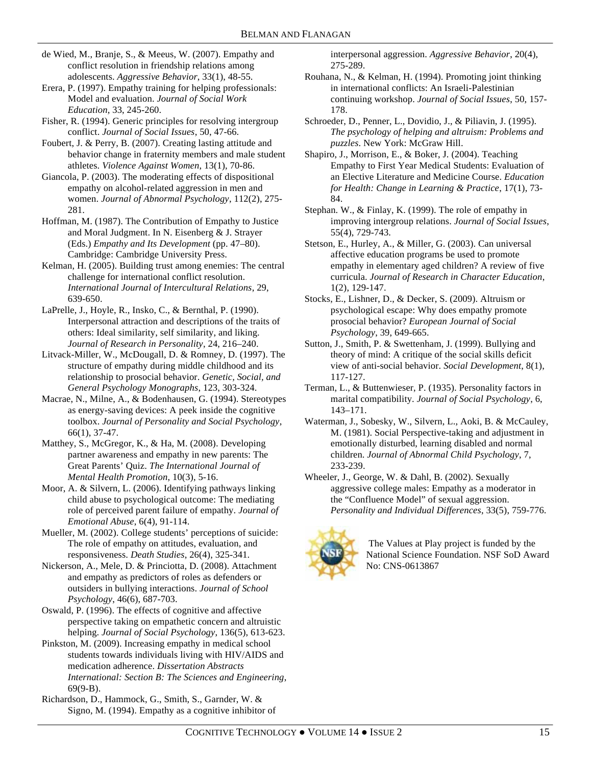de Wied, M., Branje, S., & Meeus, W. (2007). Empathy and conflict resolution in friendship relations among adolescents. *Aggressive Behavior*, 33(1), 48-55.

Erera, P. (1997). Empathy training for helping professionals: Model and evaluation. *Journal of Social Work Education*, 33, 245-260.

Fisher, R. (1994). Generic principles for resolving intergroup conflict. *Journal of Social Issues*, 50, 47-66.

Foubert, J. & Perry, B. (2007). Creating lasting attitude and behavior change in fraternity members and male student athletes. *Violence Against Women*, 13(1), 70-86.

Giancola, P. (2003). The moderating effects of dispositional empathy on alcohol-related aggression in men and women. *Journal of Abnormal Psychology*, 112(2), 275-281.

Hoffman, M. (1987). The Contribution of Empathy to Justice and Moral Judgment. In N. Eisenberg & J. Strayer (Eds.) *Empathy and Its Development* (pp. 47–80). Cambridge: Cambridge University Press.

Kelman, H. (2005). Building trust among enemies: The central challenge for international conflict resolution. *International Journal of Intercultural Relations*, 29, 639-650.

LaPrelle, J., Hoyle, R., Insko, C., & Bernthal, P. (1990). Interpersonal attraction and descriptions of the traits of others: Ideal similarity, self similarity, and liking. *Journal of Research in Personality*, 24, 216–240.

Litvack-Miller, W., McDougall, D. & Romney, D. (1997). The structure of empathy during middle childhood and its relationship to prosocial behavior. *Genetic, Social, and General Psychology Monographs*, 123, 303-324.

Macrae, N., Milne, A., & Bodenhausen, G. (1994). Stereotypes as energy-saving devices: A peek inside the cognitive toolbox. *Journal of Personality and Social Psychology*, 66(1), 37-47.

Matthey, S., McGregor, K., & Ha, M. (2008). Developing partner awareness and empathy in new parents: The Great Parents' Quiz. *The International Journal of Mental Health Promotion*, 10(3), 5-16.

Moor, A. & Silvern, L. (2006). Identifying pathways linking child abuse to psychological outcome: The mediating role of perceived parent failure of empathy. *Journal of Emotional Abuse*, 6(4), 91-114.

Mueller, M. (2002). College students' perceptions of suicide: The role of empathy on attitudes, evaluation, and responsiveness. *Death Studies*, 26(4), 325-341.

Nickerson, A., Mele, D. & Princiotta, D. (2008). Attachment and empathy as predictors of roles as defenders or outsiders in bullying interactions. *Journal of School Psychology*, 46(6), 687-703.

Oswald, P. (1996). The effects of cognitive and affective perspective taking on empathetic concern and altruistic helping. *Journal of Social Psychology*, 136(5), 613-623.

Pinkston, M. (2009). Increasing empathy in medical school students towards individuals living with HIV/AIDS and medication adherence. *Dissertation Abstracts International: Section B: The Sciences and Engineering*, 69(9-B).

Richardson, D., Hammock, G., Smith, S., Garnder, W. & Signo, M. (1994). Empathy as a cognitive inhibitor of interpersonal aggression. *Aggressive Behavior*, 20(4), 275-289.

Rouhana, N., & Kelman, H. (1994). Promoting joint thinking in international conflicts: An Israeli-Palestinian continuing workshop. *Journal of Social Issues*, 50, 157-178.

Schroeder, D., Penner, L., Dovidio, J., & Piliavin, J. (1995). *The psychology of helping and altruism: Problems and puzzles*. New York: McGraw Hill.

Shapiro, J., Morrison, E., & Boker, J. (2004). Teaching Empathy to First Year Medical Students: Evaluation of an Elective Literature and Medicine Course. *Education for Health: Change in Learning & Practice*, 17(1), 73-84.

Stephan. W., & Finlay, K. (1999). The role of empathy in improving intergroup relations. *Journal of Social Issues*, 55(4), 729-743.

Stetson, E., Hurley, A., & Miller, G. (2003). Can universal affective education programs be used to promote empathy in elementary aged children? A review of five curricula. *Journal of Research in Character Education*, 1(2), 129-147.

Stocks, E., Lishner, D., & Decker, S. (2009). Altruism or psychological escape: Why does empathy promote prosocial behavior? *European Journal of Social Psychology*, 39, 649-665.

Sutton, J., Smith, P. & Swettenham, J. (1999). Bullying and theory of mind: A critique of the social skills deficit view of anti-social behavior. *Social Development*, 8(1), 117-127.

Terman, L., & Buttenwieser, P. (1935). Personality factors in marital compatibility. *Journal of Social Psychology*, 6, 143–171.

Waterman, J., Sobesky, W., Silvern, L., Aoki, B. & McCauley, M. (1981). Social Perspective-taking and adjustment in emotionally disturbed, learning disabled and normal children. *Journal of Abnormal Child Psychology*, 7, 233-239.

Wheeler, J., George, W. & Dahl, B. (2002). Sexually aggressive college males: Empathy as a moderator in the "Confluence Model" of sexual aggression. *Personality and Individual Differences*, 33(5), 759-776.

The Values at Play project is funded by the National Science Foundation. NSF SoD Award No: CNS-0613867